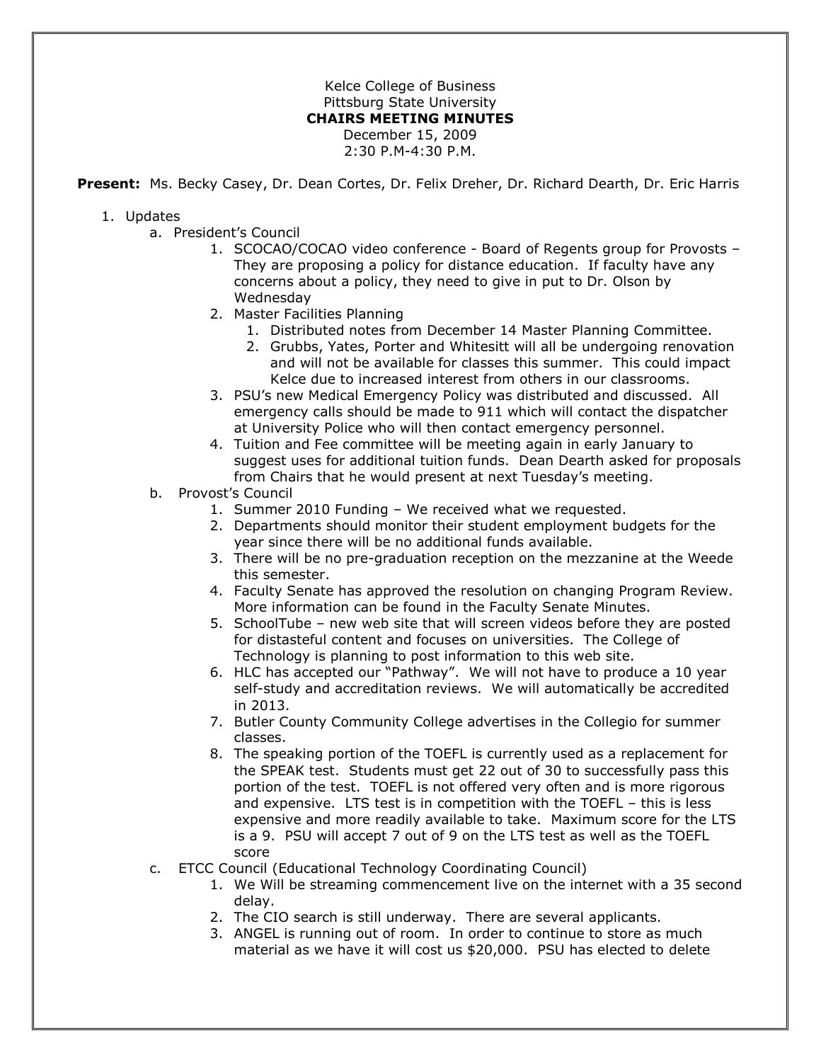Kelce College of Business
Pittsburg State University
**CHAIRS MEETING MINUTES**
December 15, 2009
2:30 P.M-4:30 P.M.

**Present:** Ms. Becky Casey, Dr. Dean Cortes, Dr. Felix Dreher, Dr. Richard Dearth, Dr. Eric Harris

1. Updates
   a. President's Council
      1. SCOCAO/COCAO video conference - Board of Regents group for Provosts – They are proposing a policy for distance education. If faculty have any concerns about a policy, they need to give in put to Dr. Olson by Wednesday
      2. Master Facilities Planning
         1. Distributed notes from December 14 Master Planning Committee.
         2. Grubbs, Yates, Porter and Whitesitt will all be undergoing renovation and will not be available for classes this summer. This could impact Kelce due to increased interest from others in our classrooms.
      3. PSU's new Medical Emergency Policy was distributed and discussed. All emergency calls should be made to 911 which will contact the dispatcher at University Police who will then contact emergency personnel.
      4. Tuition and Fee committee will be meeting again in early January to suggest uses for additional tuition funds. Dean Dearth asked for proposals from Chairs that he would present at next Tuesday's meeting.

   b. Provost's Council
      1. Summer 2010 Funding – We received what we requested.
      2. Departments should monitor their student employment budgets for the year since there will be no additional funds available.
      3. There will be no pre-graduation reception on the mezzanine at the Weede this semester.
      4. Faculty Senate has approved the resolution on changing Program Review. More information can be found in the Faculty Senate Minutes.
      5. SchoolTube – new web site that will screen videos before they are posted for distasteful content and focuses on universities. The College of Technology is planning to post information to this web site.
      6. HLC has accepted our "Pathway". We will not have to produce a 10 year self-study and accreditation reviews. We will automatically be accredited in 2013.
      7. Butler County Community College advertises in the Collegio for summer classes.
      8. The speaking portion of the TOEFL is currently used as a replacement for the SPEAK test. Students must get 22 out of 30 to successfully pass this portion of the test. TOEFL is not offered very often and is more rigorous and expensive. LTS test is in competition with the TOEFL – this is less expensive and more readily available to take. Maximum score for the LTS is a 9. PSU will accept 7 out of 9 on the LTS test as well as the TOEFL score

   c. ETCC Council (Educational Technology Coordinating Council)
      1. We Will be streaming commencement live on the internet with a 35 second delay.
      2. The CIO search is still underway. There are several applicants.
      3. ANGEL is running out of room. In order to continue to store as much material as we have it will cost us $20,000. PSU has elected to delete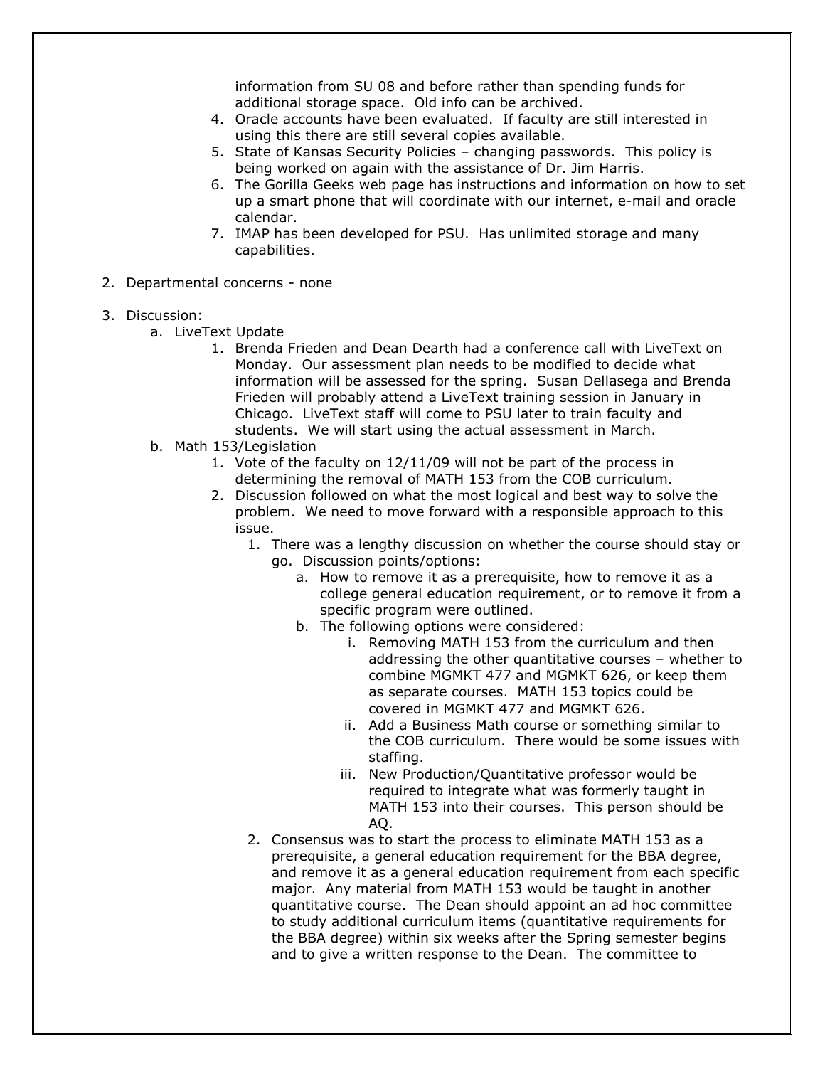information from SU 08 and before rather than spending funds for additional storage space. Old info can be archived.

4. Oracle accounts have been evaluated. If faculty are still interested in using this there are still several copies available.
5. State of Kansas Security Policies – changing passwords. This policy is being worked on again with the assistance of Dr. Jim Harris.
6. The Gorilla Geeks web page has instructions and information on how to set up a smart phone that will coordinate with our internet, e-mail and oracle calendar.
7. IMAP has been developed for PSU. Has unlimited storage and many capabilities.

2. Departmental concerns - none

3. Discussion:
   a. LiveText Update
      1. Brenda Frieden and Dean Dearth had a conference call with LiveText on Monday. Our assessment plan needs to be modified to decide what information will be assessed for the spring. Susan Dellasega and Brenda Frieden will probably attend a LiveText training session in January in Chicago. LiveText staff will come to PSU later to train faculty and students. We will start using the actual assessment in March.
   b. Math 153/Legislation
      1. Vote of the faculty on 12/11/09 will not be part of the process in determining the removal of MATH 153 from the COB curriculum.
      2. Discussion followed on what the most logical and best way to solve the problem. We need to move forward with a responsible approach to this issue.
         1. There was a lengthy discussion on whether the course should stay or go. Discussion points/options:
            a. How to remove it as a prerequisite, how to remove it as a college general education requirement, or to remove it from a specific program were outlined.
            b. The following options were considered:
               i. Removing MATH 153 from the curriculum and then addressing the other quantitative courses – whether to combine MGMKT 477 and MGMKT 626, or keep them as separate courses. MATH 153 topics could be covered in MGMKT 477 and MGMKT 626.
               ii. Add a Business Math course or something similar to the COB curriculum. There would be some issues with staffing.
               iii. New Production/Quantitative professor would be required to integrate what was formerly taught in MATH 153 into their courses. This person should be AQ.
         2. Consensus was to start the process to eliminate MATH 153 as a prerequisite, a general education requirement for the BBA degree, and remove it as a general education requirement from each specific major. Any material from MATH 153 would be taught in another quantitative course. The Dean should appoint an ad hoc committee to study additional curriculum items (quantitative requirements for the BBA degree) within six weeks after the Spring semester begins and to give a written response to the Dean. The committee to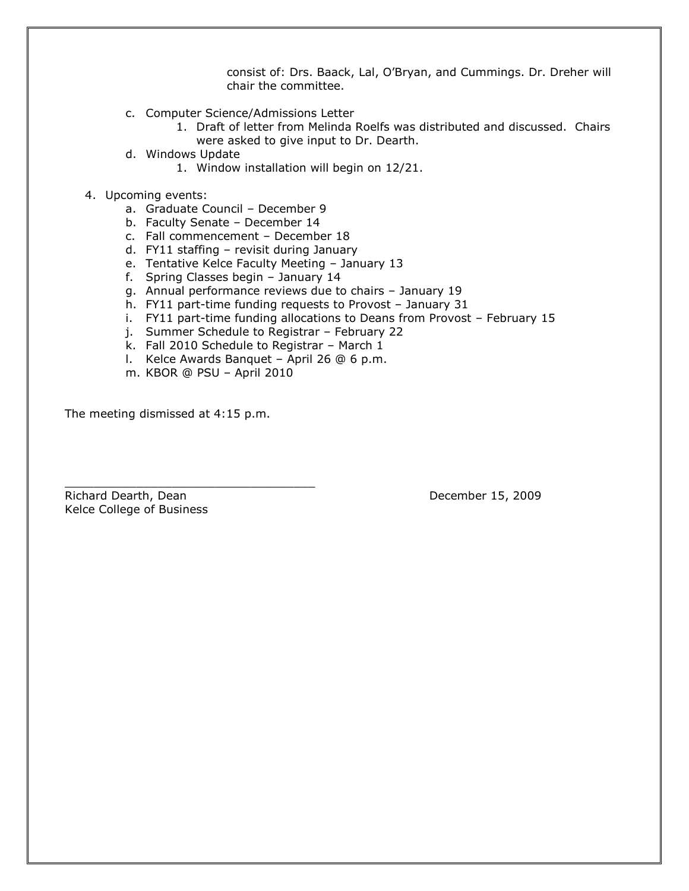consist of: Drs. Baack, Lal, O'Bryan, and Cummings. Dr. Dreher will chair the committee.

c. Computer Science/Admissions Letter
    1. Draft of letter from Melinda Roelfs was distributed and discussed. Chairs were asked to give input to Dr. Dearth.

d. Windows Update
    1. Window installation will begin on 12/21.

4. Upcoming events:
    a. Graduate Council – December 9
    b. Faculty Senate – December 14
    c. Fall commencement – December 18
    d. FY11 staffing – revisit during January
    e. Tentative Kelce Faculty Meeting – January 13
    f. Spring Classes begin – January 14
    g. Annual performance reviews due to chairs – January 19
    h. FY11 part-time funding requests to Provost – January 31
    i. FY11 part-time funding allocations to Deans from Provost – February 15
    j. Summer Schedule to Registrar – February 22
    k. Fall 2010 Schedule to Registrar – March 1
    l. Kelce Awards Banquet – April 26 @ 6 p.m.
    m. KBOR @ PSU – April 2010

The meeting dismissed at 4:15 p.m.

\_\_\_\_\_\_\_\_\_\_\_\_\_\_\_\_\_\_\_\_\_\_\_\_\_\_\_\_\_\_\_\_\_\_\_\_

Richard Dearth, Dean
Kelce College of Business

December 15, 2009